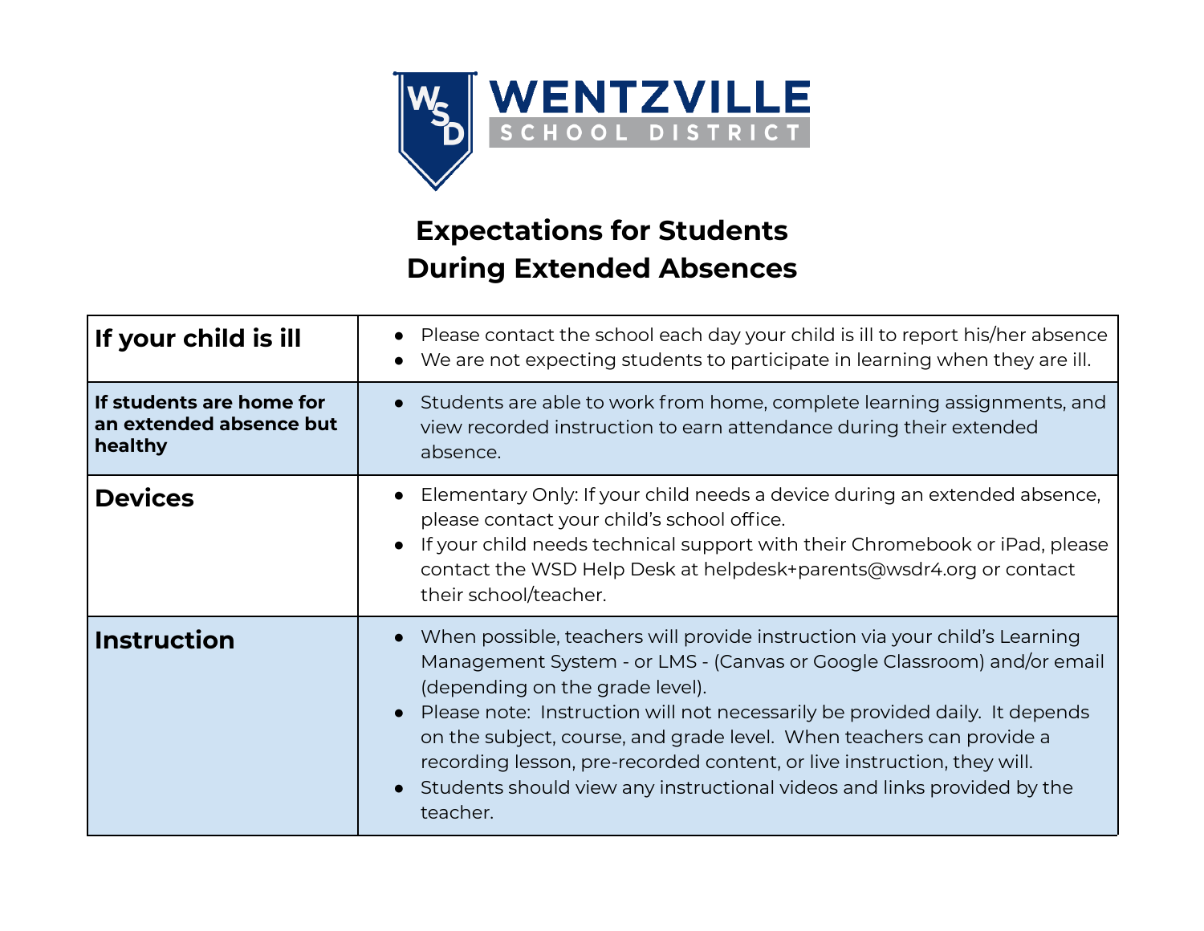WENTZVILLE SCHOOL DISTRICT

# Expectations for Students During Extended Absences

| | |
|---|---|
| **If your child is ill** | • Please contact the school each day your child is ill to report his/her absence<br>• We are not expecting students to participate in learning when they are ill. |
| **If students are home for an extended absence but healthy** | • Students are able to work from home, complete learning assignments, and view recorded instruction to earn attendance during their extended absence. |
| **Devices** | • Elementary Only: If your child needs a device during an extended absence, please contact your child's school office.<br>• If your child needs technical support with their Chromebook or iPad, please contact the WSD Help Desk at helpdesk+parents@wsdr4.org or contact their school/teacher. |
| **Instruction** | • When possible, teachers will provide instruction via your child's Learning Management System - or LMS - (Canvas or Google Classroom) and/or email (depending on the grade level).<br>• Please note: Instruction will not necessarily be provided daily. It depends on the subject, course, and grade level. When teachers can provide a recording lesson, pre-recorded content, or live instruction, they will.<br>• Students should view any instructional videos and links provided by the teacher. |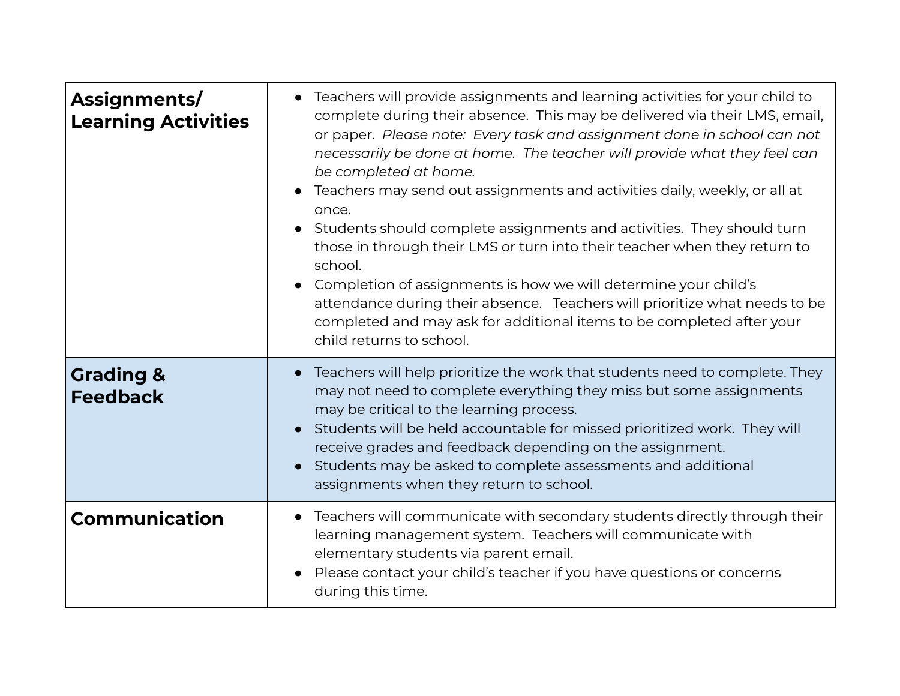| | |
|---|---|
| **Assignments/ Learning Activities** | • Teachers will provide assignments and learning activities for your child to complete during their absence. This may be delivered via their LMS, email, or paper. *Please note: Every task and assignment done in school can not necessarily be done at home. The teacher will provide what they feel can be completed at home.*<br>• Teachers may send out assignments and activities daily, weekly, or all at once.<br>• Students should complete assignments and activities. They should turn those in through their LMS or turn into their teacher when they return to school.<br>• Completion of assignments is how we will determine your child's attendance during their absence. Teachers will prioritize what needs to be completed and may ask for additional items to be completed after your child returns to school. |
| **Grading & Feedback** | • Teachers will help prioritize the work that students need to complete. They may not need to complete everything they miss but some assignments may be critical to the learning process.<br>• Students will be held accountable for missed prioritized work. They will receive grades and feedback depending on the assignment.<br>• Students may be asked to complete assessments and additional assignments when they return to school. |
| **Communication** | • Teachers will communicate with secondary students directly through their learning management system. Teachers will communicate with elementary students via parent email.<br>• Please contact your child's teacher if you have questions or concerns during this time. |